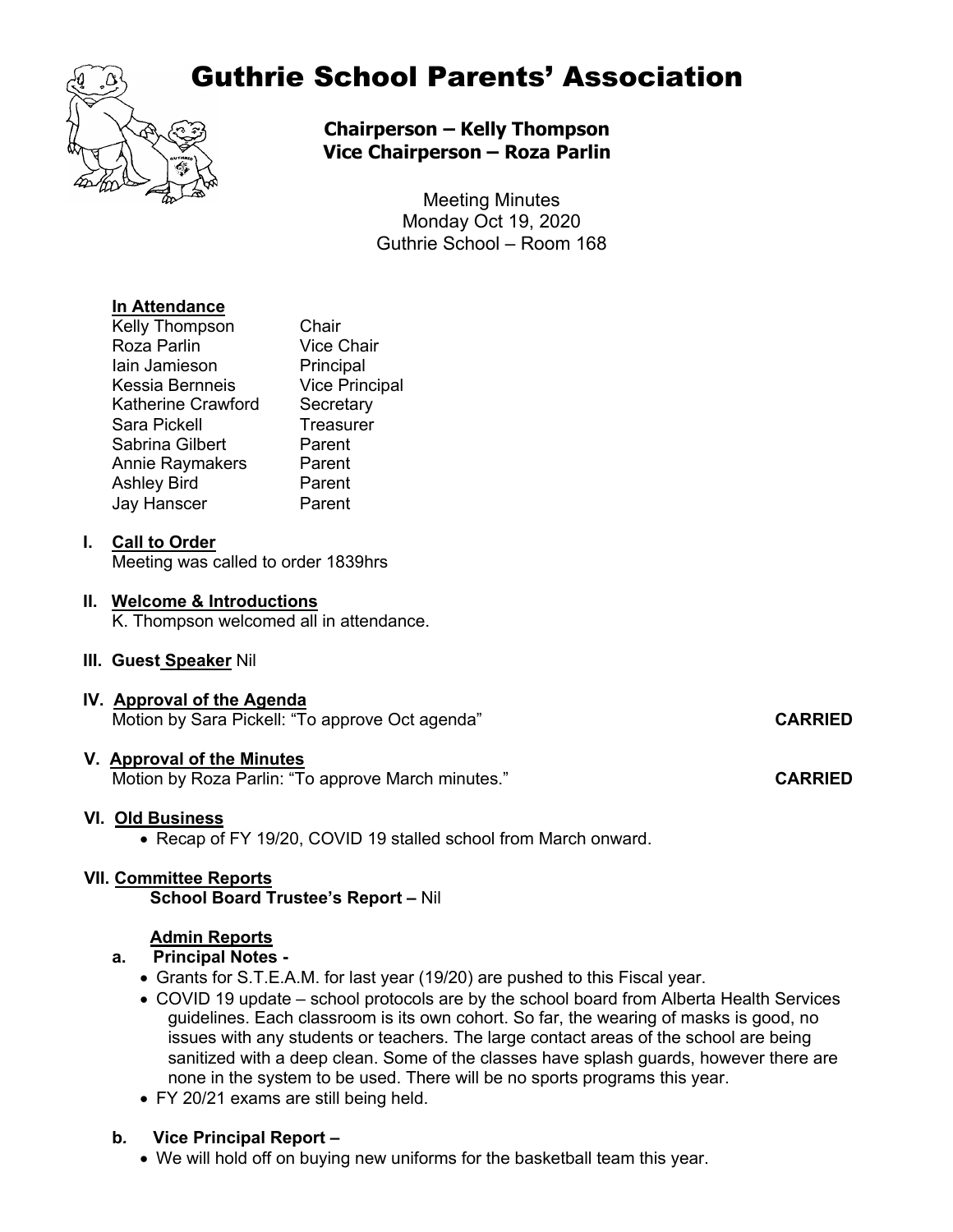# Guthrie School Parents' Association

**Chairperson – Kelly Thompson**
**Vice Chairperson – Roza Parlin**

Meeting Minutes
Monday Oct 19, 2020
Guthrie School – Room 168

**In Attendance**

| | |
|---|---|
| Kelly Thompson | Chair |
| Roza Parlin | Vice Chair |
| Iain Jamieson | Principal |
| Kessia Bernneis | Vice Principal |
| Katherine Crawford | Secretary |
| Sara Pickell | Treasurer |
| Sabrina Gilbert | Parent |
| Annie Raymakers | Parent |
| Ashley Bird | Parent |
| Jay Hanscer | Parent |

## I. Call to Order

Meeting was called to order 1839hrs

## II. Welcome & Introductions

K. Thompson welcomed all in attendance.

## III. Guest Speaker Nil

## IV. Approval of the Agenda

Motion by Sara Pickell: "To approve Oct agenda" **CARRIED**

## V. Approval of the Minutes

Motion by Roza Parlin: "To approve March minutes." **CARRIED**

## VI. Old Business

- Recap of FY 19/20, COVID 19 stalled school from March onward.

## VII. Committee Reports

**School Board Trustee's Report –** Nil

**Admin Reports**

**a. Principal Notes -**

- Grants for S.T.E.A.M. for last year (19/20) are pushed to this Fiscal year.
- COVID 19 update – school protocols are by the school board from Alberta Health Services guidelines. Each classroom is its own cohort. So far, the wearing of masks is good, no issues with any students or teachers. The large contact areas of the school are being sanitized with a deep clean. Some of the classes have splash guards, however there are none in the system to be used. There will be no sports programs this year.
- FY 20/21 exams are still being held.

**b. Vice Principal Report –**

- We will hold off on buying new uniforms for the basketball team this year.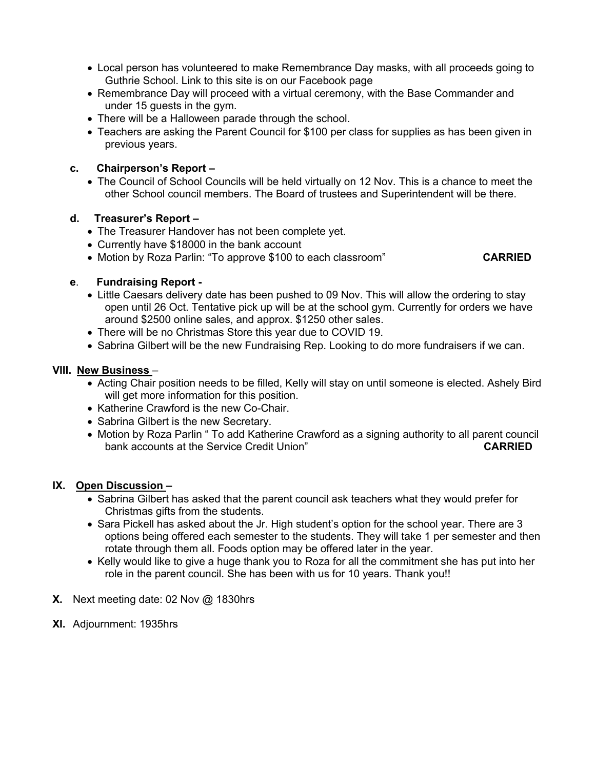- Local person has volunteered to make Remembrance Day masks, with all proceeds going to Guthrie School. Link to this site is on our Facebook page
- Remembrance Day will proceed with a virtual ceremony, with the Base Commander and under 15 guests in the gym.
- There will be a Halloween parade through the school.
- Teachers are asking the Parent Council for $100 per class for supplies as has been given in previous years.

**c. Chairperson's Report –**

- The Council of School Councils will be held virtually on 12 Nov. This is a chance to meet the other School council members. The Board of trustees and Superintendent will be there.

**d. Treasurer's Report –**

- The Treasurer Handover has not been complete yet.
- Currently have $18000 in the bank account
- Motion by Roza Parlin: "To approve $100 to each classroom" **CARRIED**

**e. Fundraising Report -**

- Little Caesars delivery date has been pushed to 09 Nov. This will allow the ordering to stay open until 26 Oct. Tentative pick up will be at the school gym. Currently for orders we have around $2500 online sales, and approx. $1250 other sales.
- There will be no Christmas Store this year due to COVID 19.
- Sabrina Gilbert will be the new Fundraising Rep. Looking to do more fundraisers if we can.

**VIII. New Business –**

- Acting Chair position needs to be filled, Kelly will stay on until someone is elected. Ashely Bird will get more information for this position.
- Katherine Crawford is the new Co-Chair.
- Sabrina Gilbert is the new Secretary.
- Motion by Roza Parlin " To add Katherine Crawford as a signing authority to all parent council bank accounts at the Service Credit Union" **CARRIED**

**IX. Open Discussion –**

- Sabrina Gilbert has asked that the parent council ask teachers what they would prefer for Christmas gifts from the students.
- Sara Pickell has asked about the Jr. High student's option for the school year. There are 3 options being offered each semester to the students. They will take 1 per semester and then rotate through them all. Foods option may be offered later in the year.
- Kelly would like to give a huge thank you to Roza for all the commitment she has put into her role in the parent council. She has been with us for 10 years. Thank you!!

**X.** Next meeting date: 02 Nov @ 1830hrs

**XI.** Adjournment: 1935hrs